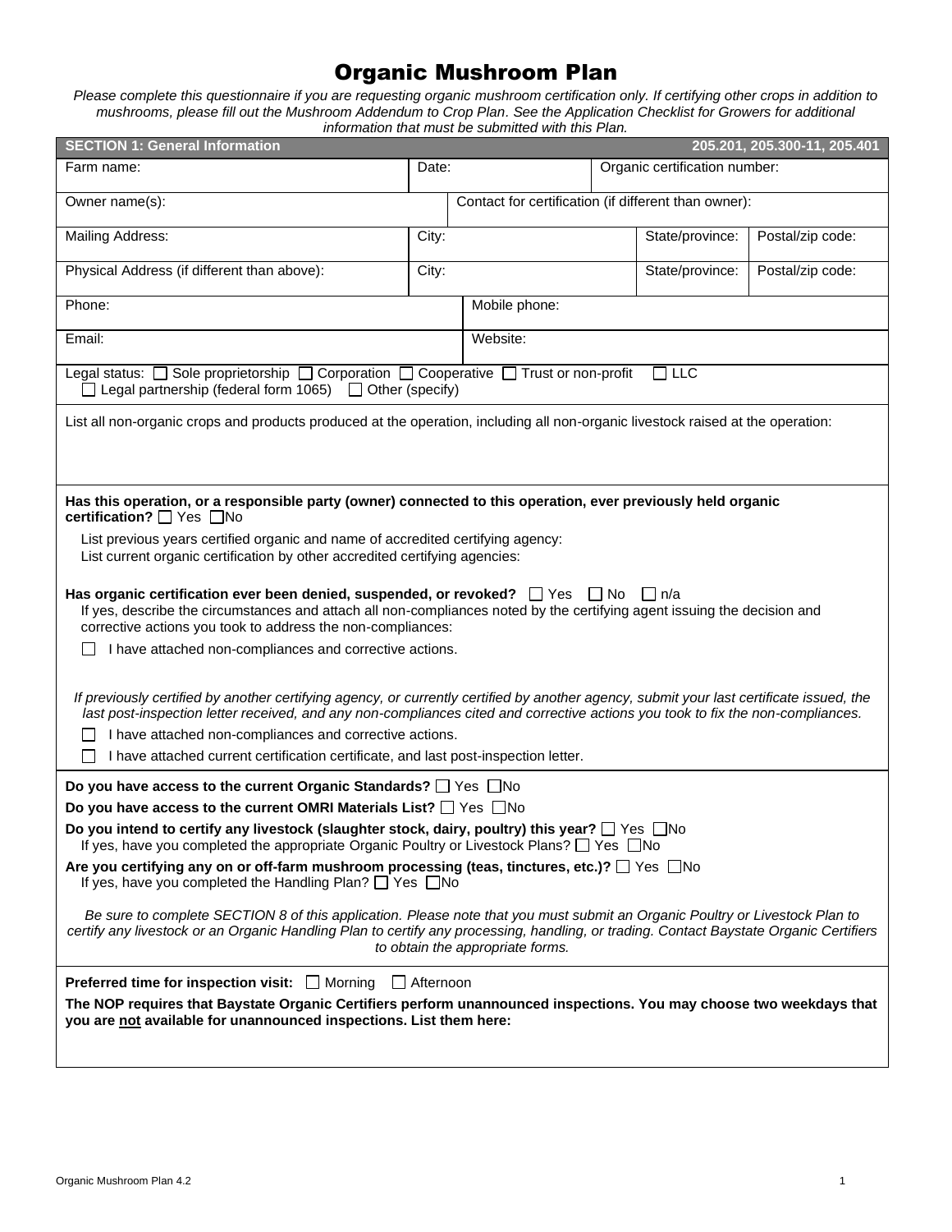# Organic Mushroom Plan

*Please complete this questionnaire if you are requesting organic mushroom certification only. If certifying other crops in addition to mushrooms, please fill out the Mushroom Addendum to Crop Plan. See the Application Checklist for Growers for additional information that must be submitted with this Plan.*

## SECTION 1: General Information — 205.201, 205.300-11, 205.401

| Farm name: | Date: | Organic certification number: | |
|---|---|---|---|
| Owner name(s): | Contact for certification (if different than owner): | | |
| Mailing Address: | City: | State/province: | Postal/zip code: |
| Physical Address (if different than above): | City: | State/province: | Postal/zip code: |
| Phone: | Mobile phone: | | |
| Email: | Website: | | |

Legal status: ☐ Sole proprietorship ☐ Corporation ☐ Cooperative ☐ Trust or non-profit ☐ LLC
☐ Legal partnership (federal form 1065) ☐ Other (specify)

List all non-organic crops and products produced at the operation, including all non-organic livestock raised at the operation:

**Has this operation, or a responsible party (owner) connected to this operation, ever previously held organic certification?** ☐ Yes ☐ No

List previous years certified organic and name of accredited certifying agency:
List current organic certification by other accredited certifying agencies:

**Has organic certification ever been denied, suspended, or revoked?** ☐ Yes ☐ No ☐ n/a
If yes, describe the circumstances and attach all non-compliances noted by the certifying agent issuing the decision and corrective actions you took to address the non-compliances:

☐ I have attached non-compliances and corrective actions.

*If previously certified by another certifying agency, or currently certified by another agency, submit your last certificate issued, the last post-inspection letter received, and any non-compliances cited and corrective actions you took to fix the non-compliances.*

☐ I have attached non-compliances and corrective actions.
☐ I have attached current certification certificate, and last post-inspection letter.

**Do you have access to the current Organic Standards?** ☐ Yes ☐ No
**Do you have access to the current OMRI Materials List?** ☐ Yes ☐ No
**Do you intend to certify any livestock (slaughter stock, dairy, poultry) this year?** ☐ Yes ☐ No
If yes, have you completed the appropriate Organic Poultry or Livestock Plans? ☐ Yes ☐ No
**Are you certifying any on or off-farm mushroom processing (teas, tinctures, etc.)?** ☐ Yes ☐ No
If yes, have you completed the Handling Plan? ☐ Yes ☐ No

*Be sure to complete SECTION 8 of this application. Please note that you must submit an Organic Poultry or Livestock Plan to certify any livestock or an Organic Handling Plan to certify any processing, handling, or trading. Contact Baystate Organic Certifiers to obtain the appropriate forms.*

**Preferred time for inspection visit:** ☐ Morning ☐ Afternoon

**The NOP requires that Baystate Organic Certifiers perform unannounced inspections. You may choose two weekdays that you are not available for unannounced inspections. List them here:**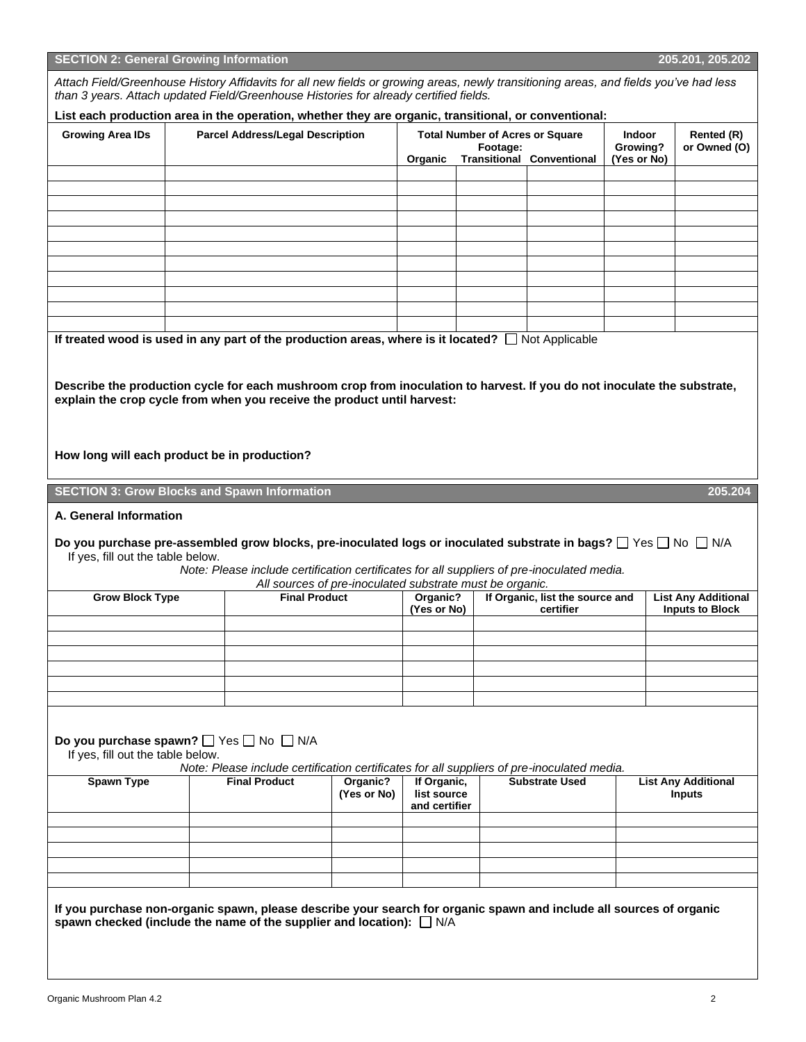## SECTION 2: General Growing Information — 205.201, 205.202

*Attach Field/Greenhouse History Affidavits for all new fields or growing areas, newly transitioning areas, and fields you've had less than 3 years. Attach updated Field/Greenhouse Histories for already certified fields.*

**List each production area in the operation, whether they are organic, transitional, or conventional:**

| Growing Area IDs | Parcel Address/Legal Description | Total Number of Acres or Square Footage: Organic | Transitional | Conventional | Indoor Growing? (Yes or No) | Rented (R) or Owned (O) |
|---|---|---|---|---|---|---|
| | | | | | | |
| | | | | | | |
| | | | | | | |
| | | | | | | |
| | | | | | | |
| | | | | | | |
| | | | | | | |
| | | | | | | |
| | | | | | | |
| | | | | | | |
| | | | | | | |

**If treated wood is used in any part of the production areas, where is it located?** ☐ Not Applicable

**Describe the production cycle for each mushroom crop from inoculation to harvest. If you do not inoculate the substrate, explain the crop cycle from when you receive the product until harvest:**

**How long will each product be in production?**

## SECTION 3: Grow Blocks and Spawn Information — 205.204

### A. General Information

**Do you purchase pre-assembled grow blocks, pre-inoculated logs or inoculated substrate in bags?** ☐ Yes ☐ No ☐ N/A

If yes, fill out the table below.

*Note: Please include certification certificates for all suppliers of pre-inoculated media. All sources of pre-inoculated substrate must be organic.*

| Grow Block Type | Final Product | Organic? (Yes or No) | If Organic, list the source and certifier | List Any Additional Inputs to Block |
|---|---|---|---|---|
| | | | | |
| | | | | |
| | | | | |
| | | | | |
| | | | | |
| | | | | |

**Do you purchase spawn?** ☐ Yes ☐ No ☐ N/A

If yes, fill out the table below.

*Note: Please include certification certificates for all suppliers of pre-inoculated media.*

| Spawn Type | Final Product | Organic? (Yes or No) | If Organic, list source and certifier | Substrate Used | List Any Additional Inputs |
|---|---|---|---|---|---|
| | | | | | |
| | | | | | |
| | | | | | |
| | | | | | |
| | | | | | |

**If you purchase non-organic spawn, please describe your search for organic spawn and include all sources of organic spawn checked (include the name of the supplier and location):** ☐ N/A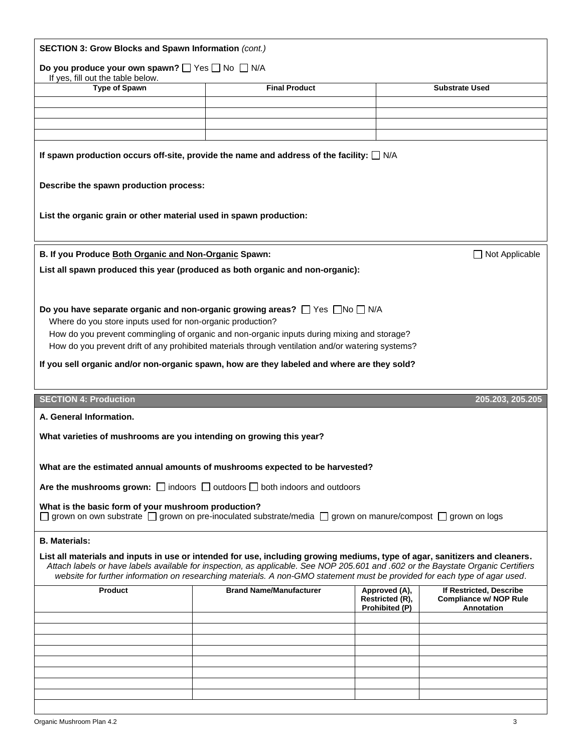**SECTION 3: Grow Blocks and Spawn Information** *(cont.)*

**Do you produce your own spawn?** ☐ Yes ☐ No ☐ N/A
If yes, fill out the table below.

| Type of Spawn | Final Product | Substrate Used |
|---|---|---|
| | | |
| | | |
| | | |
| | | |

**If spawn production occurs off-site, provide the name and address of the facility:** ☐ N/A

**Describe the spawn production process:**

**List the organic grain or other material used in spawn production:**

**B. If you Produce Both Organic and Non-Organic Spawn:** ☐ Not Applicable

**List all spawn produced this year (produced as both organic and non-organic):**

**Do you have separate organic and non-organic growing areas?** ☐ Yes ☐ No ☐ N/A

Where do you store inputs used for non-organic production?

How do you prevent commingling of organic and non-organic inputs during mixing and storage?

How do you prevent drift of any prohibited materials through ventilation and/or watering systems?

**If you sell organic and/or non-organic spawn, how are they labeled and where are they sold?**

## SECTION 4: Production — 205.203, 205.205

**A. General Information.**

**What varieties of mushrooms are you intending on growing this year?**

**What are the estimated annual amounts of mushrooms expected to be harvested?**

**Are the mushrooms grown:** ☐ indoors ☐ outdoors ☐ both indoors and outdoors

**What is the basic form of your mushroom production?**
☐ grown on own substrate ☐ grown on pre-inoculated substrate/media ☐ grown on manure/compost ☐ grown on logs

**B. Materials:**

**List all materials and inputs in use or intended for use, including growing mediums, type of agar, sanitizers and cleaners.**
*Attach labels or have labels available for inspection, as applicable. See NOP 205.601 and .602 or the Baystate Organic Certifiers website for further information on researching materials. A non-GMO statement must be provided for each type of agar used.*

| Product | Brand Name/Manufacturer | Approved (A), Restricted (R), Prohibited (P) | If Restricted, Describe Compliance w/ NOP Rule Annotation |
|---|---|---|---|
| | | | |
| | | | |
| | | | |
| | | | |
| | | | |
| | | | |
| | | | |
| | | | |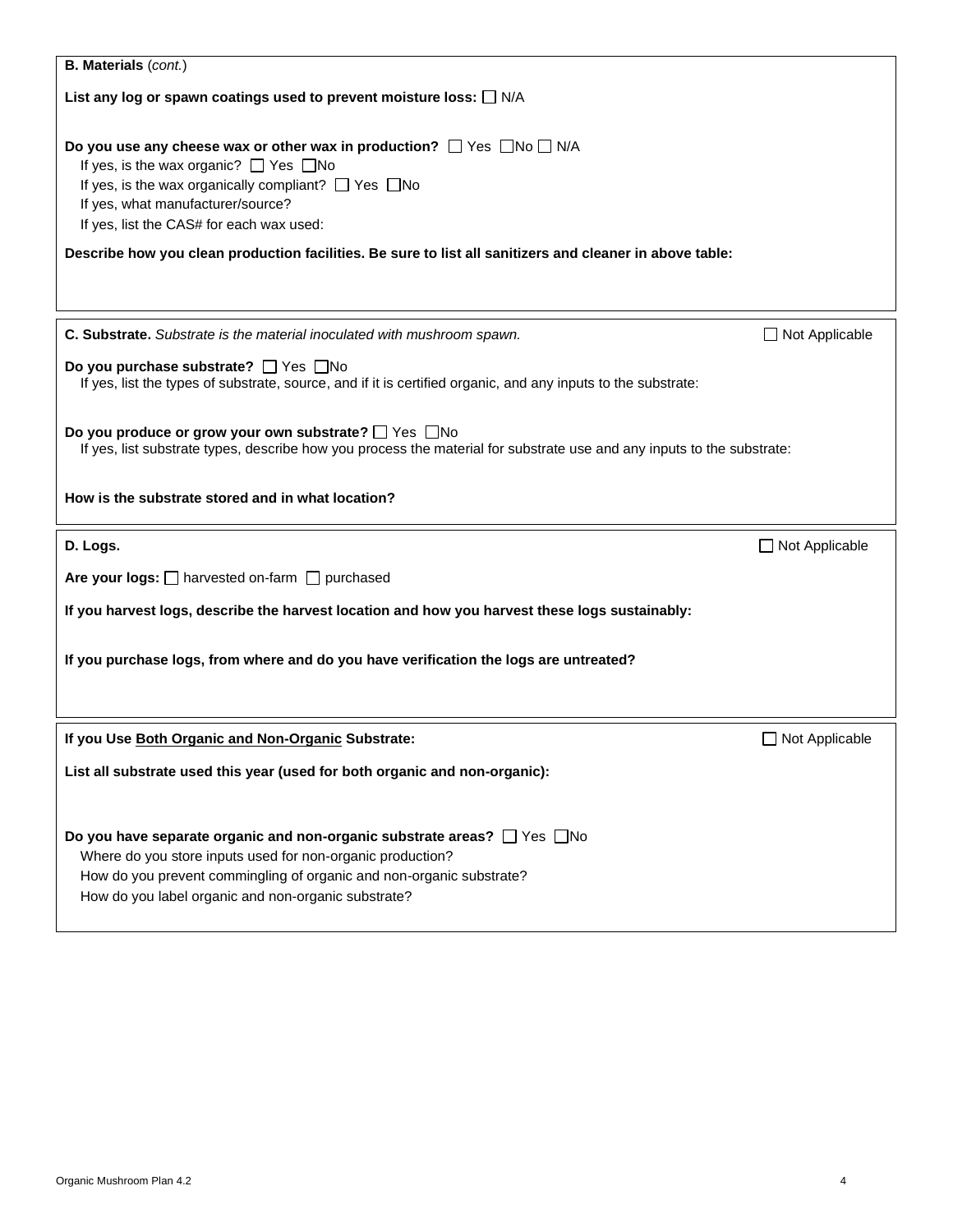**B. Materials** (*cont.*)

**List any log or spawn coatings used to prevent moisture loss:** ☐ N/A

**Do you use any cheese wax or other wax in production?** ☐ Yes ☐ No ☐ N/A

If yes, is the wax organic? ☐ Yes ☐ No

If yes, is the wax organically compliant? ☐ Yes ☐ No

If yes, what manufacturer/source?

If yes, list the CAS# for each wax used:

**Describe how you clean production facilities. Be sure to list all sanitizers and cleaner in above table:**

**C. Substrate.** *Substrate is the material inoculated with mushroom spawn.* ☐ Not Applicable

**Do you purchase substrate?** ☐ Yes ☐ No

If yes, list the types of substrate, source, and if it is certified organic, and any inputs to the substrate:

**Do you produce or grow your own substrate?** ☐ Yes ☐ No

If yes, list substrate types, describe how you process the material for substrate use and any inputs to the substrate:

**How is the substrate stored and in what location?**

**D. Logs.** ☐ Not Applicable

**Are your logs:** ☐ harvested on-farm ☐ purchased

**If you harvest logs, describe the harvest location and how you harvest these logs sustainably:**

**If you purchase logs, from where and do you have verification the logs are untreated?**

**If you Use Both Organic and Non-Organic Substrate:** ☐ Not Applicable

**List all substrate used this year (used for both organic and non-organic):**

**Do you have separate organic and non-organic substrate areas?** ☐ Yes ☐ No

Where do you store inputs used for non-organic production?

How do you prevent commingling of organic and non-organic substrate?

How do you label organic and non-organic substrate?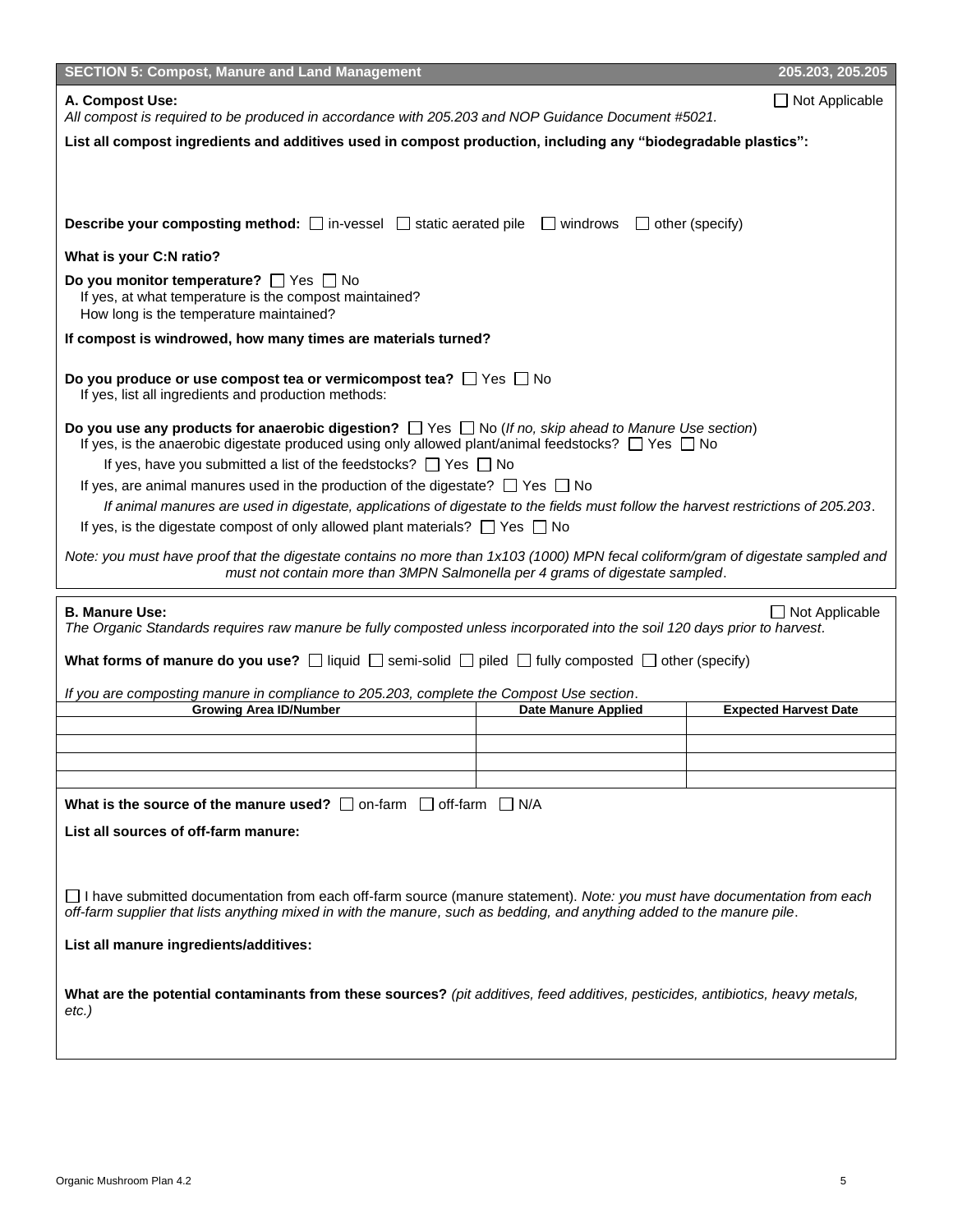## SECTION 5: Compost, Manure and Land Management — 205.203, 205.205

### A. Compost Use:

☐ Not Applicable

*All compost is required to be produced in accordance with 205.203 and NOP Guidance Document #5021.*

**List all compost ingredients and additives used in compost production, including any "biodegradable plastics":**

**Describe your composting method:** ☐ in-vessel ☐ static aerated pile ☐ windrows ☐ other (specify)

**What is your C:N ratio?**

**Do you monitor temperature?** ☐ Yes ☐ No

If yes, at what temperature is the compost maintained?

How long is the temperature maintained?

**If compost is windrowed, how many times are materials turned?**

**Do you produce or use compost tea or vermicompost tea?** ☐ Yes ☐ No

If yes, list all ingredients and production methods:

**Do you use any products for anaerobic digestion?** ☐ Yes ☐ No (*If no, skip ahead to Manure Use section*)

If yes, is the anaerobic digestate produced using only allowed plant/animal feedstocks? ☐ Yes ☐ No

If yes, have you submitted a list of the feedstocks? ☐ Yes ☐ No

If yes, are animal manures used in the production of the digestate? ☐ Yes ☐ No

*If animal manures are used in digestate, applications of digestate to the fields must follow the harvest restrictions of 205.203.*

If yes, is the digestate compost of only allowed plant materials? ☐ Yes ☐ No

*Note: you must have proof that the digestate contains no more than 1x103 (1000) MPN fecal coliform/gram of digestate sampled and must not contain more than 3MPN Salmonella per 4 grams of digestate sampled.*

### B. Manure Use:

☐ Not Applicable

*The Organic Standards requires raw manure be fully composted unless incorporated into the soil 120 days prior to harvest.*

**What forms of manure do you use?** ☐ liquid ☐ semi-solid ☐ piled ☐ fully composted ☐ other (specify)

*If you are composting manure in compliance to 205.203, complete the Compost Use section.*

| Growing Area ID/Number | Date Manure Applied | Expected Harvest Date |
|---|---|---|
| | | |
| | | |
| | | |
| | | |

**What is the source of the manure used?** ☐ on-farm ☐ off-farm ☐ N/A

**List all sources of off-farm manure:**

☐ I have submitted documentation from each off-farm source (manure statement). *Note: you must have documentation from each off-farm supplier that lists anything mixed in with the manure, such as bedding, and anything added to the manure pile.*

**List all manure ingredients/additives:**

**What are the potential contaminants from these sources?** *(pit additives, feed additives, pesticides, antibiotics, heavy metals, etc.)*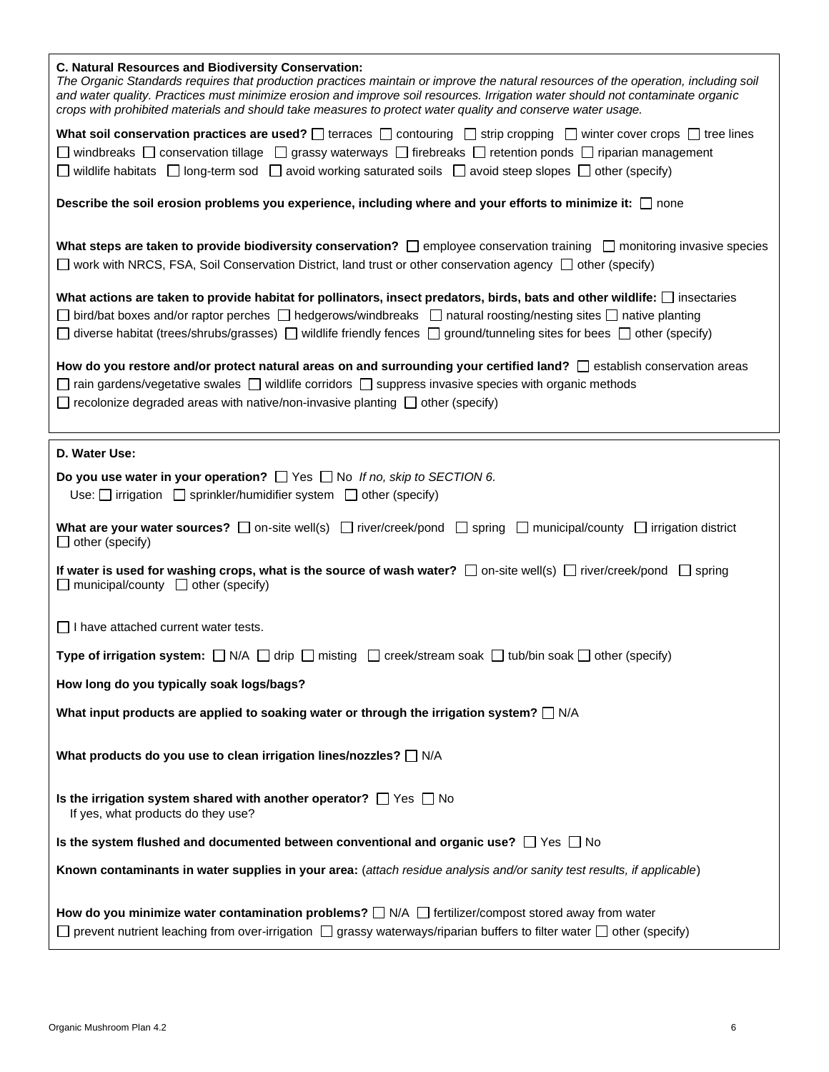### C. Natural Resources and Biodiversity Conservation:

*The Organic Standards requires that production practices maintain or improve the natural resources of the operation, including soil and water quality. Practices must minimize erosion and improve soil resources. Irrigation water should not contaminate organic crops with prohibited materials and should take measures to protect water quality and conserve water usage.*

**What soil conservation practices are used?** ☐ terraces ☐ contouring ☐ strip cropping ☐ winter cover crops ☐ tree lines ☐ windbreaks ☐ conservation tillage ☐ grassy waterways ☐ firebreaks ☐ retention ponds ☐ riparian management ☐ wildlife habitats ☐ long-term sod ☐ avoid working saturated soils ☐ avoid steep slopes ☐ other (specify)

**Describe the soil erosion problems you experience, including where and your efforts to minimize it:** ☐ none

**What steps are taken to provide biodiversity conservation?** ☐ employee conservation training ☐ monitoring invasive species ☐ work with NRCS, FSA, Soil Conservation District, land trust or other conservation agency ☐ other (specify)

**What actions are taken to provide habitat for pollinators, insect predators, birds, bats and other wildlife:** ☐ insectaries ☐ bird/bat boxes and/or raptor perches ☐ hedgerows/windbreaks ☐ natural roosting/nesting sites ☐ native planting ☐ diverse habitat (trees/shrubs/grasses) ☐ wildlife friendly fences ☐ ground/tunneling sites for bees ☐ other (specify)

**How do you restore and/or protect natural areas on and surrounding your certified land?** ☐ establish conservation areas ☐ rain gardens/vegetative swales ☐ wildlife corridors ☐ suppress invasive species with organic methods ☐ recolonize degraded areas with native/non-invasive planting ☐ other (specify)

### D. Water Use:

**Do you use water in your operation?** ☐ Yes ☐ No *If no, skip to SECTION 6.*
Use: ☐ irrigation ☐ sprinkler/humidifier system ☐ other (specify)

**What are your water sources?** ☐ on-site well(s) ☐ river/creek/pond ☐ spring ☐ municipal/county ☐ irrigation district ☐ other (specify)

**If water is used for washing crops, what is the source of wash water?** ☐ on-site well(s) ☐ river/creek/pond ☐ spring ☐ municipal/county ☐ other (specify)

☐ I have attached current water tests.

**Type of irrigation system:** ☐ N/A ☐ drip ☐ misting ☐ creek/stream soak ☐ tub/bin soak ☐ other (specify)

**How long do you typically soak logs/bags?**

**What input products are applied to soaking water or through the irrigation system?** ☐ N/A

**What products do you use to clean irrigation lines/nozzles?** ☐ N/A

**Is the irrigation system shared with another operator?** ☐ Yes ☐ No
If yes, what products do they use?

**Is the system flushed and documented between conventional and organic use?** ☐ Yes ☐ No

**Known contaminants in water supplies in your area:** (*attach residue analysis and/or sanity test results, if applicable*)

**How do you minimize water contamination problems?** ☐ N/A ☐ fertilizer/compost stored away from water ☐ prevent nutrient leaching from over-irrigation ☐ grassy waterways/riparian buffers to filter water ☐ other (specify)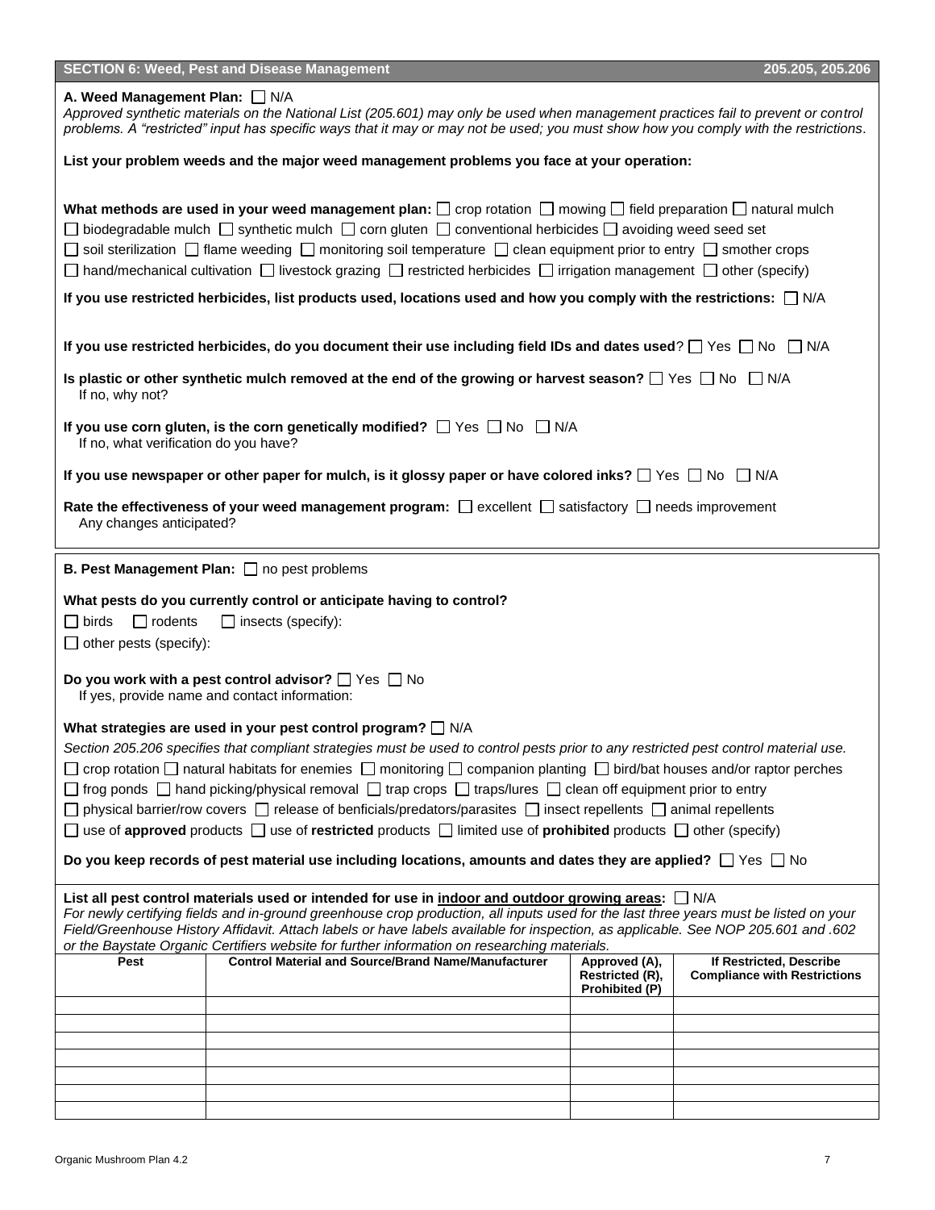## SECTION 6: Weed, Pest and Disease Management 205.205, 205.206

**A. Weed Management Plan:** ☐ N/A

*Approved synthetic materials on the National List (205.601) may only be used when management practices fail to prevent or control problems. A "restricted" input has specific ways that it may or may not be used; you must show how you comply with the restrictions.*

**List your problem weeds and the major weed management problems you face at your operation:**

**What methods are used in your weed management plan:** ☐ crop rotation ☐ mowing ☐ field preparation ☐ natural mulch ☐ biodegradable mulch ☐ synthetic mulch ☐ corn gluten ☐ conventional herbicides ☐ avoiding weed seed set ☐ soil sterilization ☐ flame weeding ☐ monitoring soil temperature ☐ clean equipment prior to entry ☐ smother crops ☐ hand/mechanical cultivation ☐ livestock grazing ☐ restricted herbicides ☐ irrigation management ☐ other (specify)

**If you use restricted herbicides, list products used, locations used and how you comply with the restrictions:** ☐ N/A

**If you use restricted herbicides, do you document their use including field IDs and dates used**? ☐ Yes ☐ No ☐ N/A

**Is plastic or other synthetic mulch removed at the end of the growing or harvest season?** ☐ Yes ☐ No ☐ N/A
If no, why not?

**If you use corn gluten, is the corn genetically modified?** ☐ Yes ☐ No ☐ N/A
If no, what verification do you have?

**If you use newspaper or other paper for mulch, is it glossy paper or have colored inks?** ☐ Yes ☐ No ☐ N/A

**Rate the effectiveness of your weed management program:** ☐ excellent ☐ satisfactory ☐ needs improvement
Any changes anticipated?

**B. Pest Management Plan:** ☐ no pest problems

**What pests do you currently control or anticipate having to control?**

☐ birds ☐ rodents ☐ insects (specify):

☐ other pests (specify):

**Do you work with a pest control advisor?** ☐ Yes ☐ No
If yes, provide name and contact information:

**What strategies are used in your pest control program?** ☐ N/A

*Section 205.206 specifies that compliant strategies must be used to control pests prior to any restricted pest control material use.*

☐ crop rotation ☐ natural habitats for enemies ☐ monitoring ☐ companion planting ☐ bird/bat houses and/or raptor perches ☐ frog ponds ☐ hand picking/physical removal ☐ trap crops ☐ traps/lures ☐ clean off equipment prior to entry ☐ physical barrier/row covers ☐ release of benficials/predators/parasites ☐ insect repellents ☐ animal repellents ☐ use of **approved** products ☐ use of **restricted** products ☐ limited use of **prohibited** products ☐ other (specify)

**Do you keep records of pest material use including locations, amounts and dates they are applied?** ☐ Yes ☐ No

**List all pest control materials used or intended for use in indoor and outdoor growing areas:** ☐ N/A

*For newly certifying fields and in-ground greenhouse crop production, all inputs used for the last three years must be listed on your Field/Greenhouse History Affidavit. Attach labels or have labels available for inspection, as applicable. See NOP 205.601 and .602 or the Baystate Organic Certifiers website for further information on researching materials.*

| Pest | Control Material and Source/Brand Name/Manufacturer | Approved (A), Restricted (R), Prohibited (P) | If Restricted, Describe Compliance with Restrictions |
|---|---|---|---|
| | | | |
| | | | |
| | | | |
| | | | |
| | | | |
| | | | |
| | | | |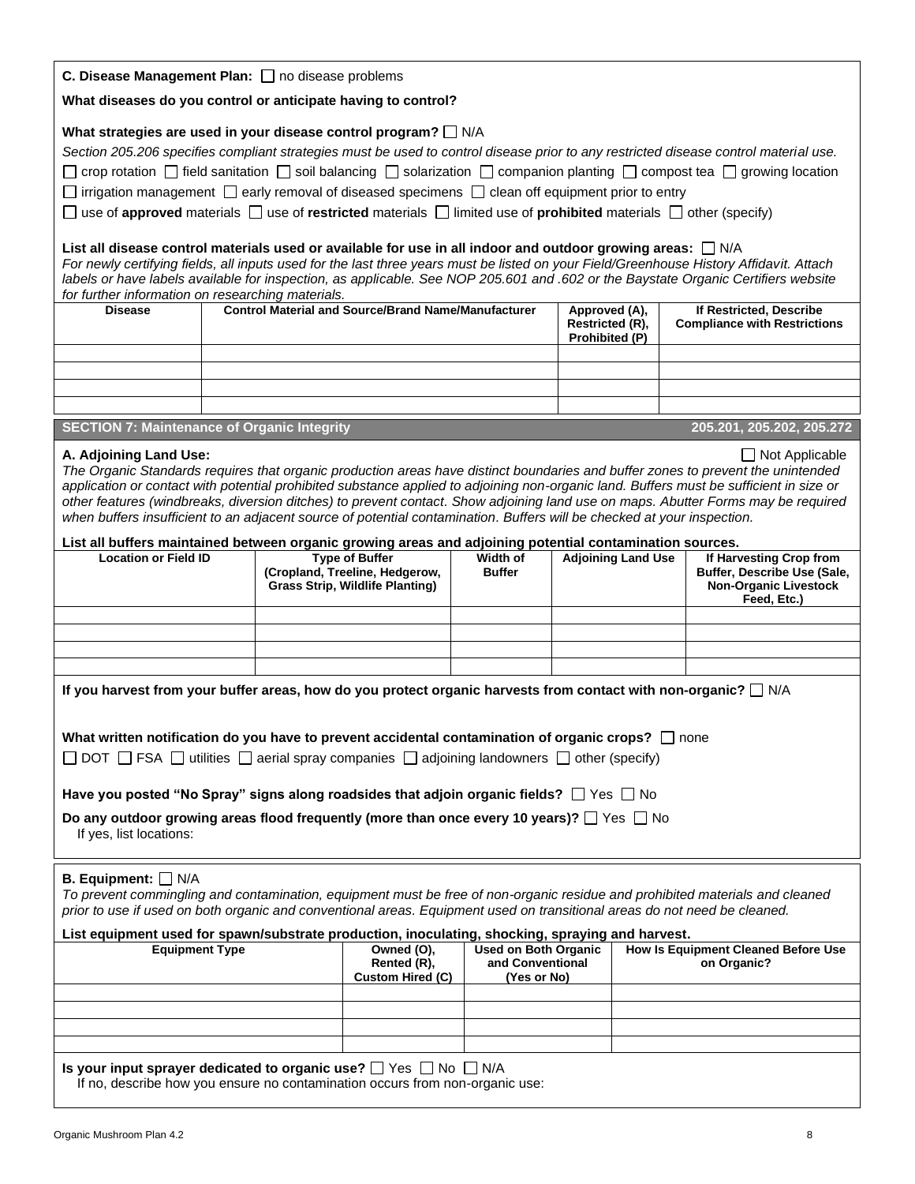**C. Disease Management Plan:** ☐ no disease problems

**What diseases do you control or anticipate having to control?**

**What strategies are used in your disease control program?** ☐ N/A

*Section 205.206 specifies compliant strategies must be used to control disease prior to any restricted disease control material use.*

☐ crop rotation ☐ field sanitation ☐ soil balancing ☐ solarization ☐ companion planting ☐ compost tea ☐ growing location

☐ irrigation management ☐ early removal of diseased specimens ☐ clean off equipment prior to entry

☐ use of **approved** materials ☐ use of **restricted** materials ☐ limited use of **prohibited** materials ☐ other (specify)

**List all disease control materials used or available for use in all indoor and outdoor growing areas:** ☐ N/A

*For newly certifying fields, all inputs used for the last three years must be listed on your Field/Greenhouse History Affidavit. Attach labels or have labels available for inspection, as applicable. See NOP 205.601 and .602 or the Baystate Organic Certifiers website for further information on researching materials.*

| Disease | Control Material and Source/Brand Name/Manufacturer | Approved (A), Restricted (R), Prohibited (P) | If Restricted, Describe Compliance with Restrictions |
|---|---|---|---|
| | | | |
| | | | |
| | | | |
| | | | |

## SECTION 7: Maintenance of Organic Integrity — 205.201, 205.202, 205.272

**A. Adjoining Land Use:** ☐ Not Applicable

*The Organic Standards requires that organic production areas have distinct boundaries and buffer zones to prevent the unintended application or contact with potential prohibited substance applied to adjoining non-organic land. Buffers must be sufficient in size or other features (windbreaks, diversion ditches) to prevent contact. Show adjoining land use on maps. Abutter Forms may be required when buffers insufficient to an adjacent source of potential contamination. Buffers will be checked at your inspection.*

**List all buffers maintained between organic growing areas and adjoining potential contamination sources.**

| Location or Field ID | Type of Buffer (Cropland, Treeline, Hedgerow, Grass Strip, Wildlife Planting) | Width of Buffer | Adjoining Land Use | If Harvesting Crop from Buffer, Describe Use (Sale, Non-Organic Livestock Feed, Etc.) |
|---|---|---|---|---|
| | | | | |
| | | | | |
| | | | | |
| | | | | |

**If you harvest from your buffer areas, how do you protect organic harvests from contact with non-organic?** ☐ N/A

**What written notification do you have to prevent accidental contamination of organic crops?** ☐ none

☐ DOT ☐ FSA ☐ utilities ☐ aerial spray companies ☐ adjoining landowners ☐ other (specify)

**Have you posted "No Spray" signs along roadsides that adjoin organic fields?** ☐ Yes ☐ No

**Do any outdoor growing areas flood frequently (more than once every 10 years)?** ☐ Yes ☐ No

If yes, list locations:

**B. Equipment:** ☐ N/A

*To prevent commingling and contamination, equipment must be free of non-organic residue and prohibited materials and cleaned prior to use if used on both organic and conventional areas. Equipment used on transitional areas do not need be cleaned.*

**List equipment used for spawn/substrate production, inoculating, shocking, spraying and harvest.**

| Equipment Type | Owned (O), Rented (R), Custom Hired (C) | Used on Both Organic and Conventional (Yes or No) | How Is Equipment Cleaned Before Use on Organic? |
|---|---|---|---|
| | | | |
| | | | |
| | | | |
| | | | |

**Is your input sprayer dedicated to organic use?** ☐ Yes ☐ No ☐ N/A

If no, describe how you ensure no contamination occurs from non-organic use: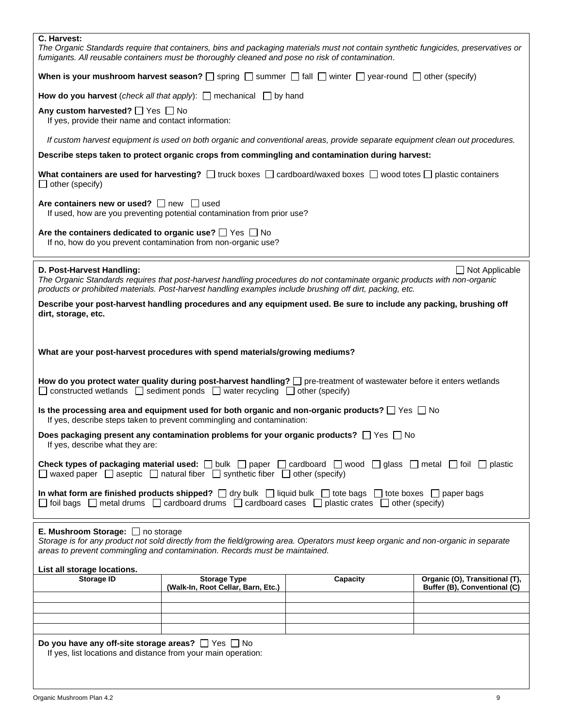### C. Harvest:

*The Organic Standards require that containers, bins and packaging materials must not contain synthetic fungicides, preservatives or fumigants. All reusable containers must be thoroughly cleaned and pose no risk of contamination*.

**When is your mushroom harvest season?** ☐ spring ☐ summer ☐ fall ☐ winter ☐ year-round ☐ other (specify)

**How do you harvest** (*check all that apply*): ☐ mechanical ☐ by hand

**Any custom harvested?** ☐ Yes ☐ No
If yes, provide their name and contact information:

*If custom harvest equipment is used on both organic and conventional areas, provide separate equipment clean out procedures.*

**Describe steps taken to protect organic crops from commingling and contamination during harvest:**

**What containers are used for harvesting?** ☐ truck boxes ☐ cardboard/waxed boxes ☐ wood totes ☐ plastic containers ☐ other (specify)

**Are containers new or used?** ☐ new ☐ used
If used, how are you preventing potential contamination from prior use?

**Are the containers dedicated to organic use?** ☐ Yes ☐ No
If no, how do you prevent contamination from non-organic use?

### D. Post-Harvest Handling:

☐ Not Applicable

*The Organic Standards requires that post-harvest handling procedures do not contaminate organic products with non-organic products or prohibited materials. Post-harvest handling examples include brushing off dirt, packing, etc.*

**Describe your post-harvest handling procedures and any equipment used. Be sure to include any packing, brushing off dirt, storage, etc.**

**What are your post-harvest procedures with spend materials/growing mediums?**

**How do you protect water quality during post-harvest handling?** ☐ pre-treatment of wastewater before it enters wetlands ☐ constructed wetlands ☐ sediment ponds ☐ water recycling ☐ other (specify)

**Is the processing area and equipment used for both organic and non-organic products?** ☐ Yes ☐ No
If yes, describe steps taken to prevent commingling and contamination:

**Does packaging present any contamination problems for your organic products?** ☐ Yes ☐ No
If yes, describe what they are:

**Check types of packaging material used:** ☐ bulk ☐ paper ☐ cardboard ☐ wood ☐ glass ☐ metal ☐ foil ☐ plastic ☐ waxed paper ☐ aseptic ☐ natural fiber ☐ synthetic fiber ☐ other (specify)

**In what form are finished products shipped?** ☐ dry bulk ☐ liquid bulk ☐ tote bags ☐ tote boxes ☐ paper bags ☐ foil bags ☐ metal drums ☐ cardboard drums ☐ cardboard cases ☐ plastic crates ☐ other (specify)

### E. Mushroom Storage: ☐ no storage

*Storage is for any product not sold directly from the field/growing area. Operators must keep organic and non-organic in separate areas to prevent commingling and contamination. Records must be maintained.*

**List all storage locations.**

| Storage ID | Storage Type (Walk-In, Root Cellar, Barn, Etc.) | Capacity | Organic (O), Transitional (T), Buffer (B), Conventional (C) |
|---|---|---|---|
| | | | |
| | | | |
| | | | |
| | | | |

**Do you have any off-site storage areas?** ☐ Yes ☐ No
If yes, list locations and distance from your main operation: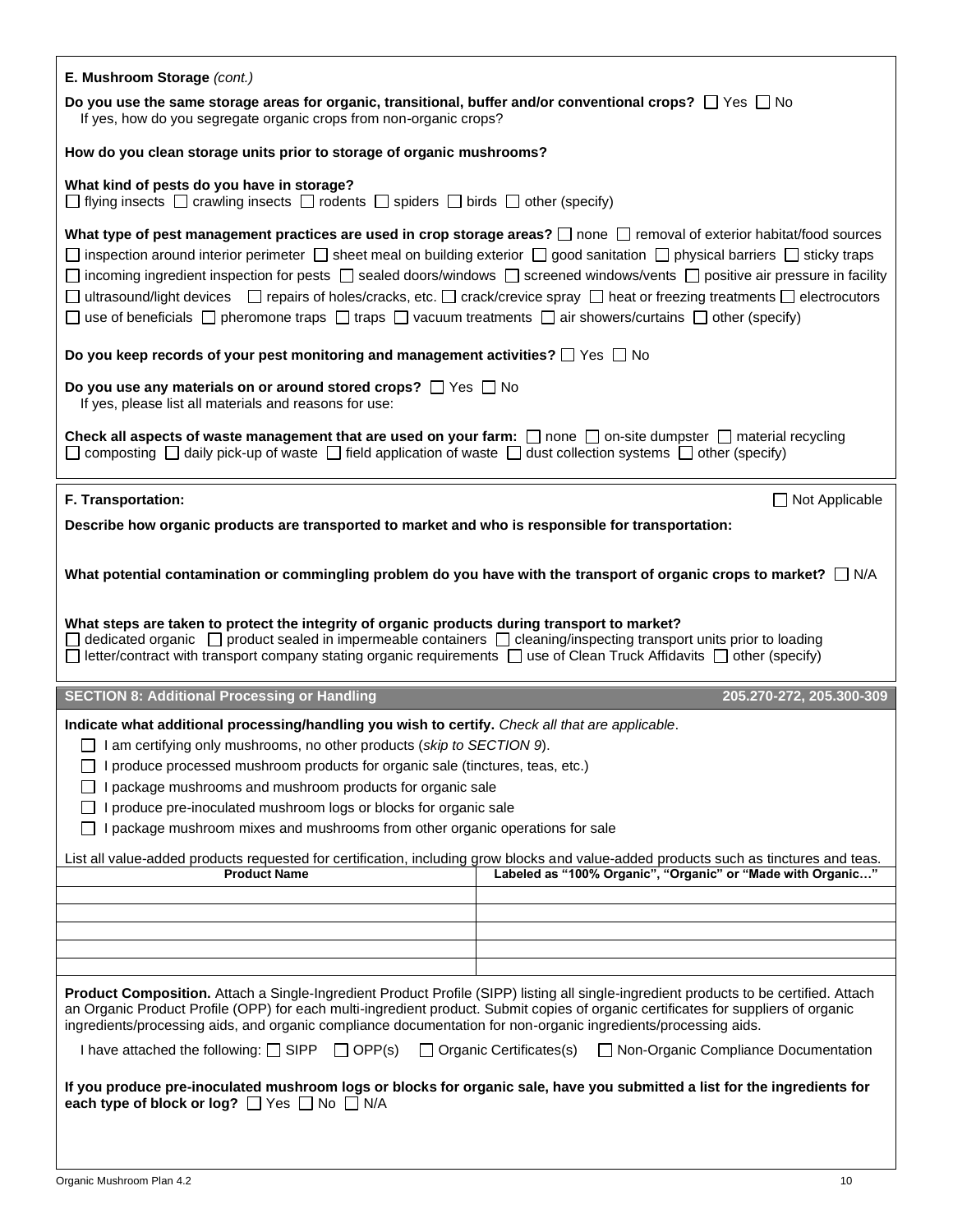**E. Mushroom Storage** *(cont.)*

**Do you use the same storage areas for organic, transitional, buffer and/or conventional crops?** ☐ Yes ☐ No
If yes, how do you segregate organic crops from non-organic crops?

**How do you clean storage units prior to storage of organic mushrooms?**

**What kind of pests do you have in storage?**
☐ flying insects ☐ crawling insects ☐ rodents ☐ spiders ☐ birds ☐ other (specify)

**What type of pest management practices are used in crop storage areas?** ☐ none ☐ removal of exterior habitat/food sources ☐ inspection around interior perimeter ☐ sheet meal on building exterior ☐ good sanitation ☐ physical barriers ☐ sticky traps ☐ incoming ingredient inspection for pests ☐ sealed doors/windows ☐ screened windows/vents ☐ positive air pressure in facility ☐ ultrasound/light devices ☐ repairs of holes/cracks, etc. ☐ crack/crevice spray ☐ heat or freezing treatments ☐ electrocutors ☐ use of beneficials ☐ pheromone traps ☐ traps ☐ vacuum treatments ☐ air showers/curtains ☐ other (specify)

**Do you keep records of your pest monitoring and management activities?** ☐ Yes ☐ No

**Do you use any materials on or around stored crops?** ☐ Yes ☐ No
If yes, please list all materials and reasons for use:

**Check all aspects of waste management that are used on your farm:** ☐ none ☐ on-site dumpster ☐ material recycling ☐ composting ☐ daily pick-up of waste ☐ field application of waste ☐ dust collection systems ☐ other (specify)

**F. Transportation:** ☐ Not Applicable

**Describe how organic products are transported to market and who is responsible for transportation:**

**What potential contamination or commingling problem do you have with the transport of organic crops to market?** ☐ N/A

**What steps are taken to protect the integrity of organic products during transport to market?**
☐ dedicated organic ☐ product sealed in impermeable containers ☐ cleaning/inspecting transport units prior to loading ☐ letter/contract with transport company stating organic requirements ☐ use of Clean Truck Affidavits ☐ other (specify)

## SECTION 8: Additional Processing or Handling — 205.270-272, 205.300-309

**Indicate what additional processing/handling you wish to certify.** *Check all that are applicable*.

- ☐ I am certifying only mushrooms, no other products (*skip to SECTION 9*).
- ☐ I produce processed mushroom products for organic sale (tinctures, teas, etc.)
- ☐ I package mushrooms and mushroom products for organic sale
- ☐ I produce pre-inoculated mushroom logs or blocks for organic sale
- ☐ I package mushroom mixes and mushrooms from other organic operations for sale

List all value-added products requested for certification, including grow blocks and value-added products such as tinctures and teas.

| Product Name | Labeled as "100% Organic", "Organic" or "Made with Organic…" |
|---|---|
| | |
| | |
| | |
| | |
| | |

**Product Composition.** Attach a Single-Ingredient Product Profile (SIPP) listing all single-ingredient products to be certified. Attach an Organic Product Profile (OPP) for each multi-ingredient product. Submit copies of organic certificates for suppliers of organic ingredients/processing aids, and organic compliance documentation for non-organic ingredients/processing aids.

I have attached the following: ☐ SIPP ☐ OPP(s) ☐ Organic Certificates(s) ☐ Non-Organic Compliance Documentation

**If you produce pre-inoculated mushroom logs or blocks for organic sale, have you submitted a list for the ingredients for each type of block or log?** ☐ Yes ☐ No ☐ N/A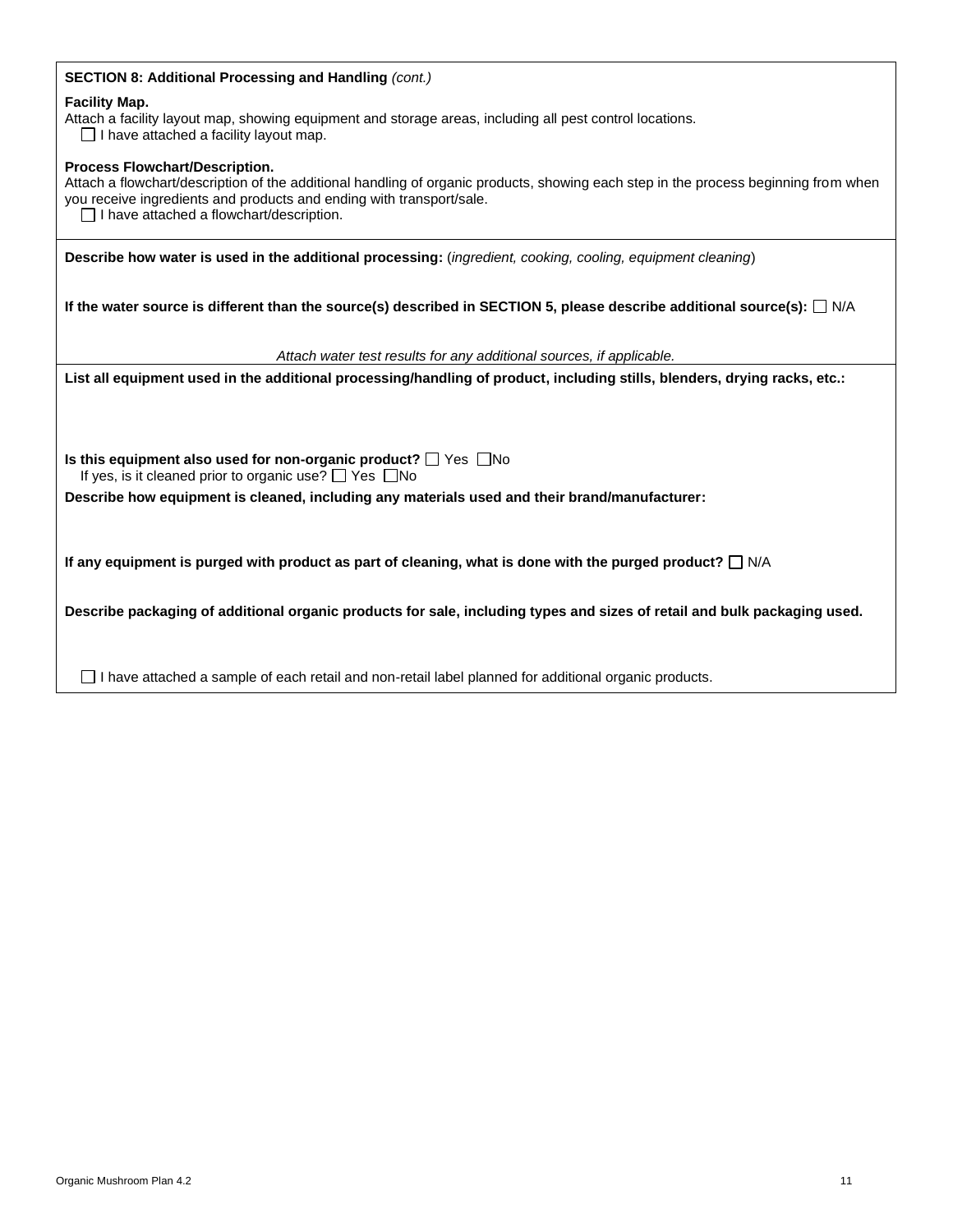**SECTION 8: Additional Processing and Handling** *(cont.)*

**Facility Map.**
Attach a facility layout map, showing equipment and storage areas, including all pest control locations.
☐ I have attached a facility layout map.

**Process Flowchart/Description.**
Attach a flowchart/description of the additional handling of organic products, showing each step in the process beginning from when you receive ingredients and products and ending with transport/sale.
☐ I have attached a flowchart/description.

**Describe how water is used in the additional processing:** (*ingredient, cooking, cooling, equipment cleaning*)

**If the water source is different than the source(s) described in SECTION 5, please describe additional source(s):** ☐ N/A

*Attach water test results for any additional sources, if applicable.*

**List all equipment used in the additional processing/handling of product, including stills, blenders, drying racks, etc.:**

**Is this equipment also used for non-organic product?** ☐ Yes ☐ No
If yes, is it cleaned prior to organic use? ☐ Yes ☐ No

**Describe how equipment is cleaned, including any materials used and their brand/manufacturer:**

**If any equipment is purged with product as part of cleaning, what is done with the purged product?** ☐ N/A

**Describe packaging of additional organic products for sale, including types and sizes of retail and bulk packaging used.**

☐ I have attached a sample of each retail and non-retail label planned for additional organic products.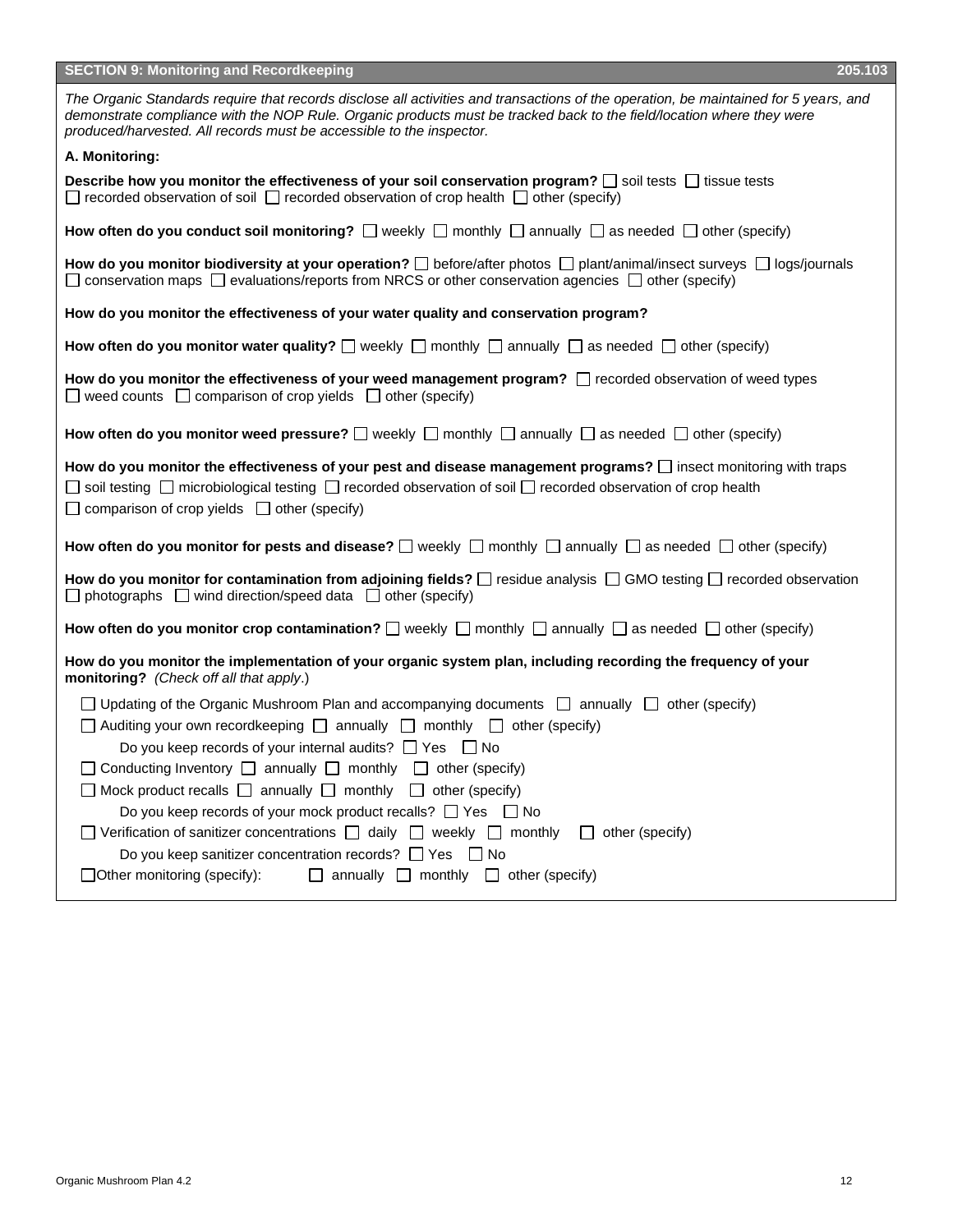## SECTION 9: Monitoring and Recordkeeping 205.103

*The Organic Standards require that records disclose all activities and transactions of the operation, be maintained for 5 years, and demonstrate compliance with the NOP Rule. Organic products must be tracked back to the field/location where they were produced/harvested. All records must be accessible to the inspector.*

### A. Monitoring:

**Describe how you monitor the effectiveness of your soil conservation program?** ☐ soil tests ☐ tissue tests ☐ recorded observation of soil ☐ recorded observation of crop health ☐ other (specify)

**How often do you conduct soil monitoring?** ☐ weekly ☐ monthly ☐ annually ☐ as needed ☐ other (specify)

**How do you monitor biodiversity at your operation?** ☐ before/after photos ☐ plant/animal/insect surveys ☐ logs/journals ☐ conservation maps ☐ evaluations/reports from NRCS or other conservation agencies ☐ other (specify)

**How do you monitor the effectiveness of your water quality and conservation program?**

**How often do you monitor water quality?** ☐ weekly ☐ monthly ☐ annually ☐ as needed ☐ other (specify)

**How do you monitor the effectiveness of your weed management program?** ☐ recorded observation of weed types ☐ weed counts ☐ comparison of crop yields ☐ other (specify)

**How often do you monitor weed pressure?** ☐ weekly ☐ monthly ☐ annually ☐ as needed ☐ other (specify)

**How do you monitor the effectiveness of your pest and disease management programs?** ☐ insect monitoring with traps ☐ soil testing ☐ microbiological testing ☐ recorded observation of soil ☐ recorded observation of crop health ☐ comparison of crop yields ☐ other (specify)

**How often do you monitor for pests and disease?** ☐ weekly ☐ monthly ☐ annually ☐ as needed ☐ other (specify)

**How do you monitor for contamination from adjoining fields?** ☐ residue analysis ☐ GMO testing ☐ recorded observation ☐ photographs ☐ wind direction/speed data ☐ other (specify)

**How often do you monitor crop contamination?** ☐ weekly ☐ monthly ☐ annually ☐ as needed ☐ other (specify)

**How do you monitor the implementation of your organic system plan, including recording the frequency of your monitoring?** *(Check off all that apply.)*

- ☐ Updating of the Organic Mushroom Plan and accompanying documents ☐ annually ☐ other (specify)
- ☐ Auditing your own recordkeeping ☐ annually ☐ monthly ☐ other (specify)
  - Do you keep records of your internal audits? ☐ Yes ☐ No
- ☐ Conducting Inventory ☐ annually ☐ monthly ☐ other (specify)
- ☐ Mock product recalls ☐ annually ☐ monthly ☐ other (specify)
  - Do you keep records of your mock product recalls? ☐ Yes ☐ No
- ☐ Verification of sanitizer concentrations ☐ daily ☐ weekly ☐ monthly ☐ other (specify)
  - Do you keep sanitizer concentration records? ☐ Yes ☐ No
- ☐ Other monitoring (specify): ☐ annually ☐ monthly ☐ other (specify)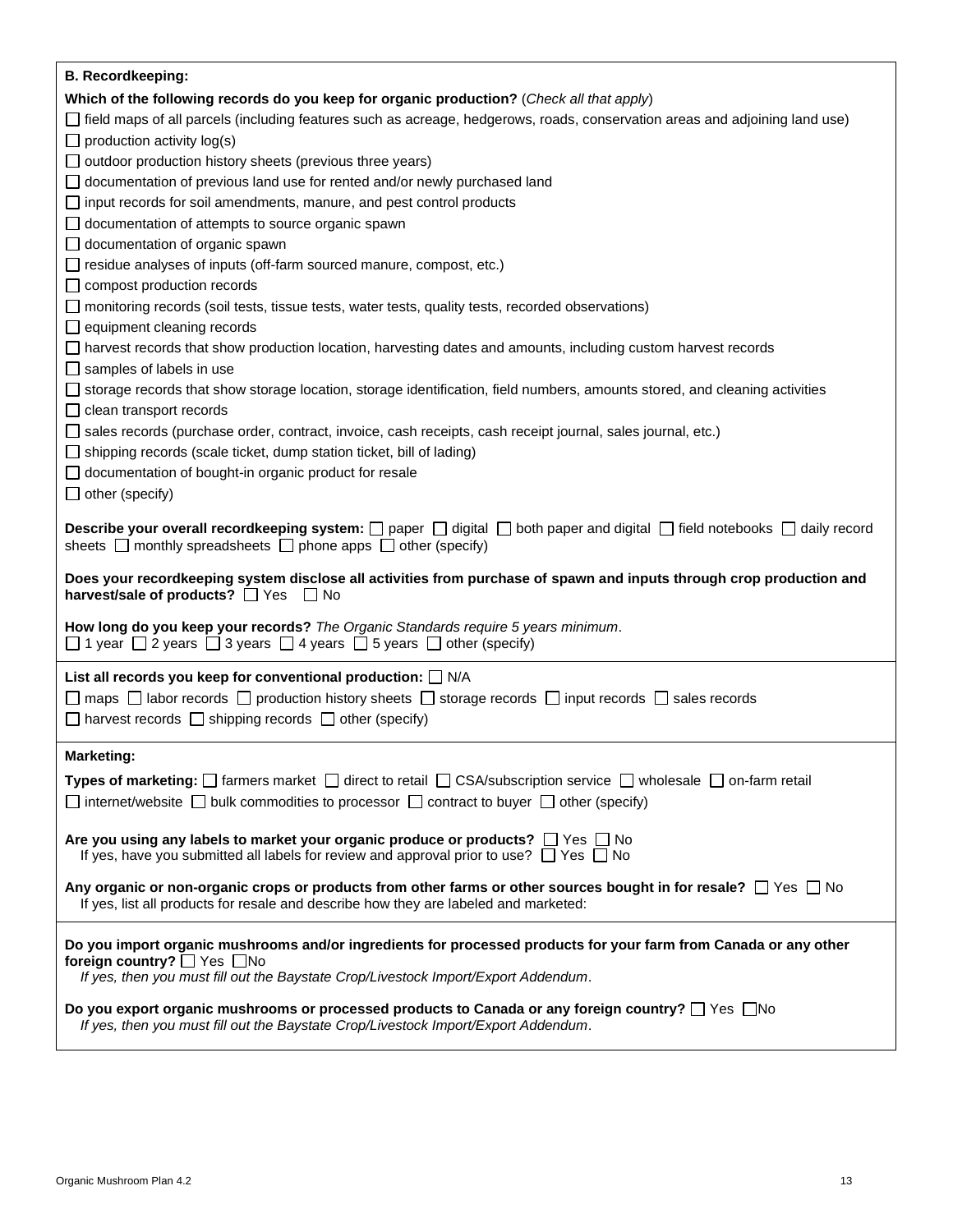**B. Recordkeeping:**

**Which of the following records do you keep for organic production?** (*Check all that apply*)

- ☐ field maps of all parcels (including features such as acreage, hedgerows, roads, conservation areas and adjoining land use)
- ☐ production activity log(s)
- ☐ outdoor production history sheets (previous three years)
- ☐ documentation of previous land use for rented and/or newly purchased land
- ☐ input records for soil amendments, manure, and pest control products
- ☐ documentation of attempts to source organic spawn
- ☐ documentation of organic spawn
- ☐ residue analyses of inputs (off-farm sourced manure, compost, etc.)
- ☐ compost production records
- ☐ monitoring records (soil tests, tissue tests, water tests, quality tests, recorded observations)
- ☐ equipment cleaning records
- ☐ harvest records that show production location, harvesting dates and amounts, including custom harvest records
- ☐ samples of labels in use
- ☐ storage records that show storage location, storage identification, field numbers, amounts stored, and cleaning activities
- ☐ clean transport records
- ☐ sales records (purchase order, contract, invoice, cash receipts, cash receipt journal, sales journal, etc.)
- ☐ shipping records (scale ticket, dump station ticket, bill of lading)
- ☐ documentation of bought-in organic product for resale
- ☐ other (specify)

**Describe your overall recordkeeping system:** ☐ paper ☐ digital ☐ both paper and digital ☐ field notebooks ☐ daily record sheets ☐ monthly spreadsheets ☐ phone apps ☐ other (specify)

**Does your recordkeeping system disclose all activities from purchase of spawn and inputs through crop production and harvest/sale of products?** ☐ Yes ☐ No

**How long do you keep your records?** *The Organic Standards require 5 years minimum*.
☐ 1 year ☐ 2 years ☐ 3 years ☐ 4 years ☐ 5 years ☐ other (specify)

**List all records you keep for conventional production:** ☐ N/A

☐ maps ☐ labor records ☐ production history sheets ☐ storage records ☐ input records ☐ sales records
☐ harvest records ☐ shipping records ☐ other (specify)

**Marketing:**

**Types of marketing:** ☐ farmers market ☐ direct to retail ☐ CSA/subscription service ☐ wholesale ☐ on-farm retail
☐ internet/website ☐ bulk commodities to processor ☐ contract to buyer ☐ other (specify)

**Are you using any labels to market your organic produce or products?** ☐ Yes ☐ No
If yes, have you submitted all labels for review and approval prior to use? ☐ Yes ☐ No

**Any organic or non-organic crops or products from other farms or other sources bought in for resale?** ☐ Yes ☐ No
If yes, list all products for resale and describe how they are labeled and marketed:

**Do you import organic mushrooms and/or ingredients for processed products for your farm from Canada or any other foreign country?** ☐ Yes ☐ No
*If yes, then you must fill out the Baystate Crop/Livestock Import/Export Addendum*.

**Do you export organic mushrooms or processed products to Canada or any foreign country?** ☐ Yes ☐ No
*If yes, then you must fill out the Baystate Crop/Livestock Import/Export Addendum*.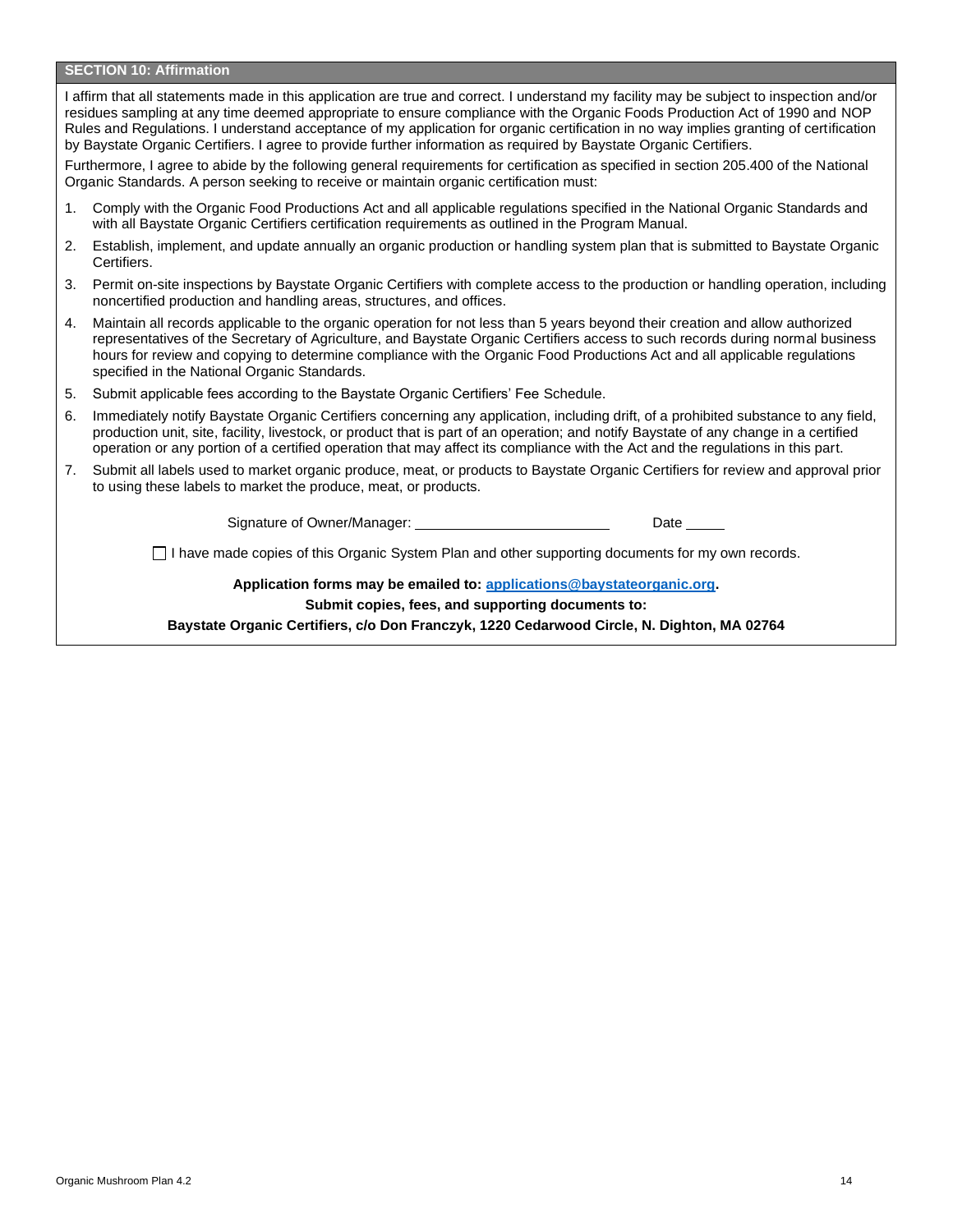## SECTION 10: Affirmation

I affirm that all statements made in this application are true and correct. I understand my facility may be subject to inspection and/or residues sampling at any time deemed appropriate to ensure compliance with the Organic Foods Production Act of 1990 and NOP Rules and Regulations. I understand acceptance of my application for organic certification in no way implies granting of certification by Baystate Organic Certifiers. I agree to provide further information as required by Baystate Organic Certifiers.

Furthermore, I agree to abide by the following general requirements for certification as specified in section 205.400 of the National Organic Standards. A person seeking to receive or maintain organic certification must:

1. Comply with the Organic Food Productions Act and all applicable regulations specified in the National Organic Standards and with all Baystate Organic Certifiers certification requirements as outlined in the Program Manual.
2. Establish, implement, and update annually an organic production or handling system plan that is submitted to Baystate Organic Certifiers.
3. Permit on-site inspections by Baystate Organic Certifiers with complete access to the production or handling operation, including noncertified production and handling areas, structures, and offices.
4. Maintain all records applicable to the organic operation for not less than 5 years beyond their creation and allow authorized representatives of the Secretary of Agriculture, and Baystate Organic Certifiers access to such records during normal business hours for review and copying to determine compliance with the Organic Food Productions Act and all applicable regulations specified in the National Organic Standards.
5. Submit applicable fees according to the Baystate Organic Certifiers' Fee Schedule.
6. Immediately notify Baystate Organic Certifiers concerning any application, including drift, of a prohibited substance to any field, production unit, site, facility, livestock, or product that is part of an operation; and notify Baystate of any change in a certified operation or any portion of a certified operation that may affect its compliance with the Act and the regulations in this part.
7. Submit all labels used to market organic produce, meat, or products to Baystate Organic Certifiers for review and approval prior to using these labels to market the produce, meat, or products.

Signature of Owner/Manager: ________________________ Date _____

☐ I have made copies of this Organic System Plan and other supporting documents for my own records.

**Application forms may be emailed to: applications@baystateorganic.org.**

**Submit copies, fees, and supporting documents to:**

**Baystate Organic Certifiers, c/o Don Franczyk, 1220 Cedarwood Circle, N. Dighton, MA 02764**